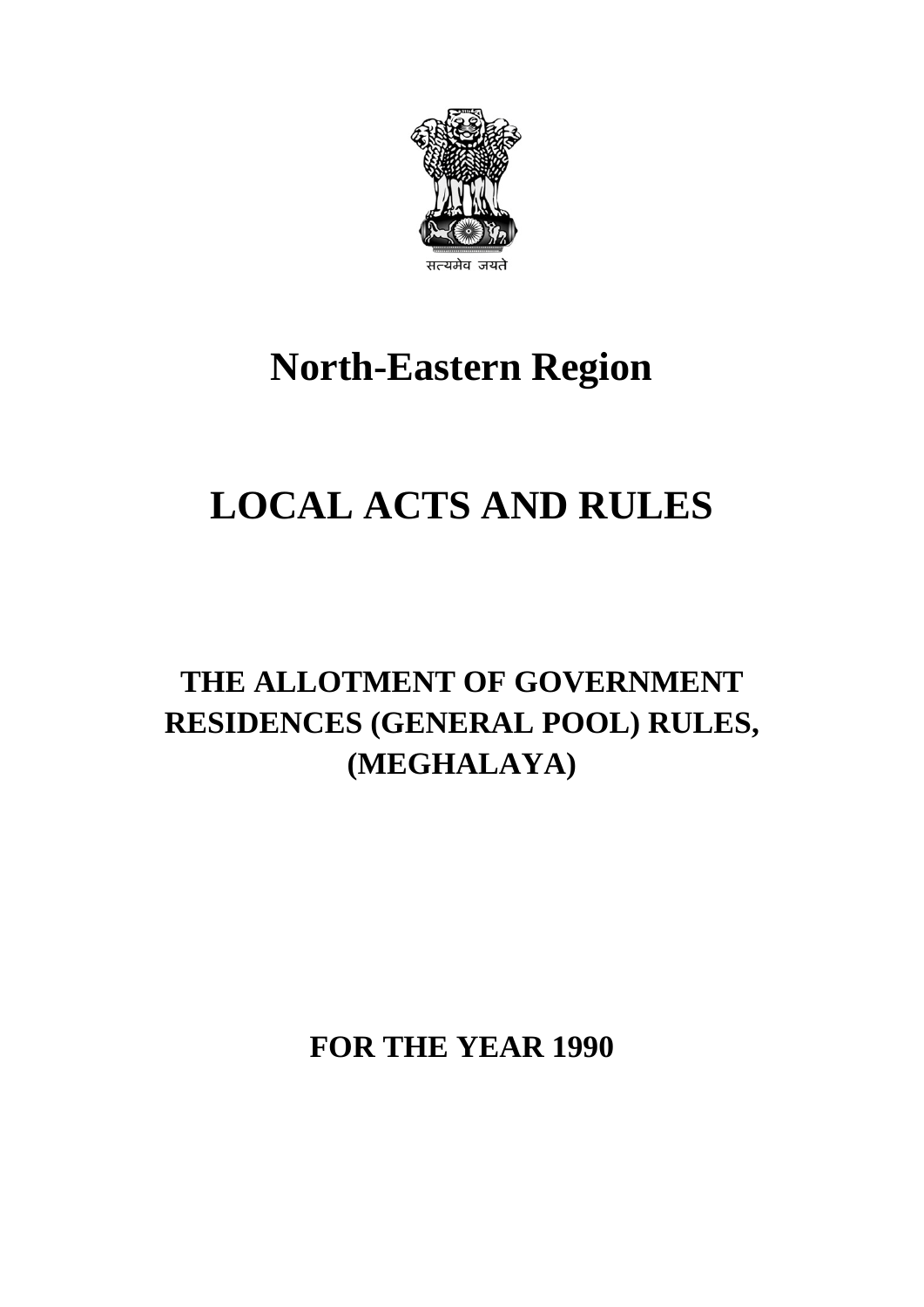सत्यमेव जयते

# North-Eastern Region

# LOCAL ACTS AND RULES

## THE ALLOTMENT OF GOVERNMENT RESIDENCES (GENERAL POOL) RULES, (MEGHALAYA)

**FOR THE YEAR 1990**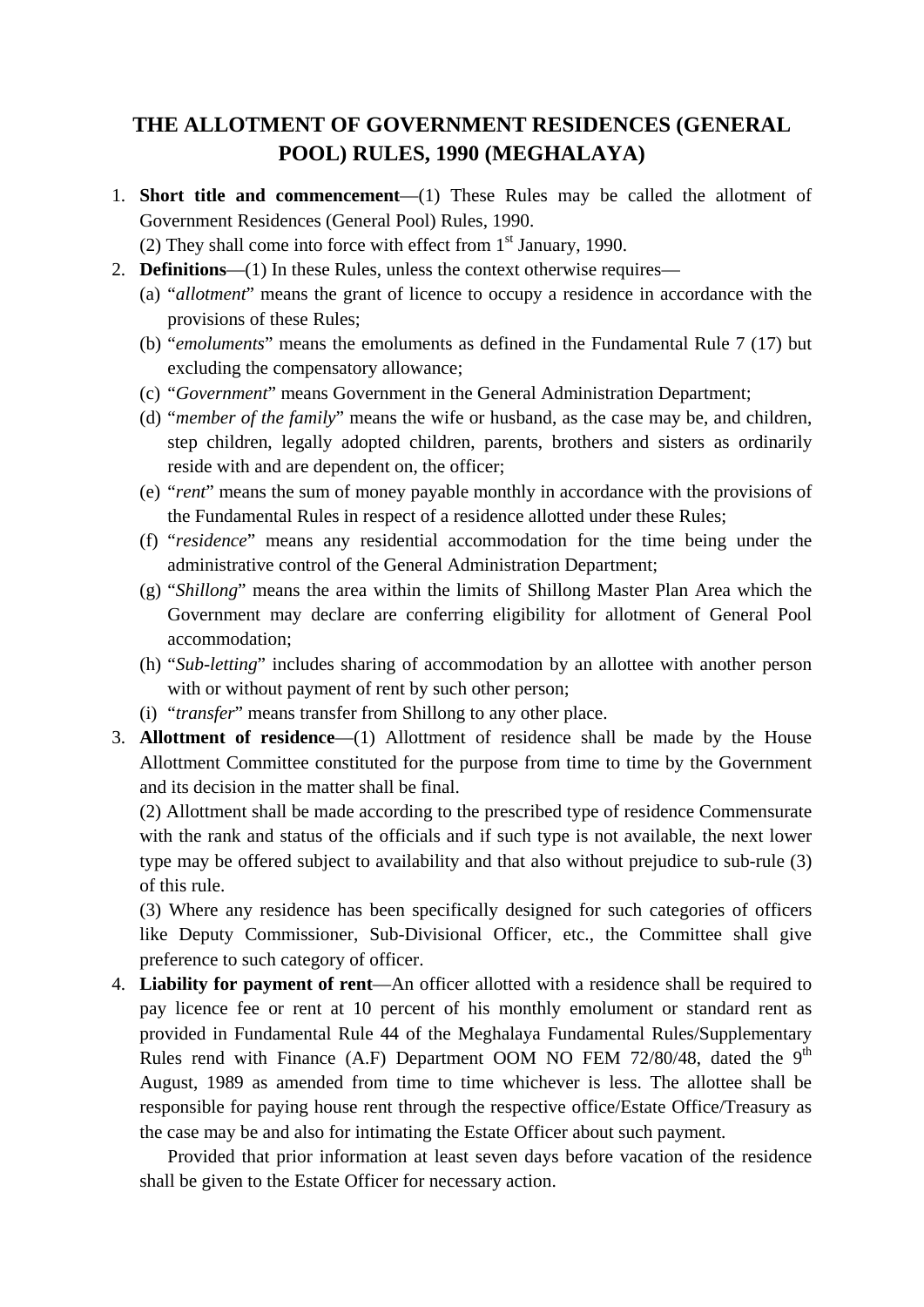# THE ALLOTMENT OF GOVERNMENT RESIDENCES (GENERAL POOL) RULES, 1990 (MEGHALAYA)

1. **Short title and commencement**—(1) These Rules may be called the allotment of Government Residences (General Pool) Rules, 1990.
   (2) They shall come into force with effect from 1st January, 1990.
2. **Definitions**—(1) In these Rules, unless the context otherwise requires—
   (a) "*allotment*" means the grant of licence to occupy a residence in accordance with the provisions of these Rules;
   (b) "*emoluments*" means the emoluments as defined in the Fundamental Rule 7 (17) but excluding the compensatory allowance;
   (c) "*Government*" means Government in the General Administration Department;
   (d) "*member of the family*" means the wife or husband, as the case may be, and children, step children, legally adopted children, parents, brothers and sisters as ordinarily reside with and are dependent on, the officer;
   (e) "*rent*" means the sum of money payable monthly in accordance with the provisions of the Fundamental Rules in respect of a residence allotted under these Rules;
   (f) "*residence*" means any residential accommodation for the time being under the administrative control of the General Administration Department;
   (g) "*Shillong*" means the area within the limits of Shillong Master Plan Area which the Government may declare are conferring eligibility for allotment of General Pool accommodation;
   (h) "*Sub-letting*" includes sharing of accommodation by an allottee with another person with or without payment of rent by such other person;
   (i) "*transfer*" means transfer from Shillong to any other place.
3. **Allottment of residence**—(1) Allottment of residence shall be made by the House Allottment Committee constituted for the purpose from time to time by the Government and its decision in the matter shall be final.
   (2) Allottment shall be made according to the prescribed type of residence Commensurate with the rank and status of the officials and if such type is not available, the next lower type may be offered subject to availability and that also without prejudice to sub-rule (3) of this rule.
   (3) Where any residence has been specifically designed for such categories of officers like Deputy Commissioner, Sub-Divisional Officer, etc., the Committee shall give preference to such category of officer.
4. **Liability for payment of rent**—An officer allotted with a residence shall be required to pay licence fee or rent at 10 percent of his monthly emolument or standard rent as provided in Fundamental Rule 44 of the Meghalaya Fundamental Rules/Supplementary Rules rend with Finance (A.F) Department OOM NO FEM 72/80/48, dated the 9th August, 1989 as amended from time to time whichever is less. The allottee shall be responsible for paying house rent through the respective office/Estate Office/Treasury as the case may be and also for intimating the Estate Officer about such payment.

   Provided that prior information at least seven days before vacation of the residence shall be given to the Estate Officer for necessary action.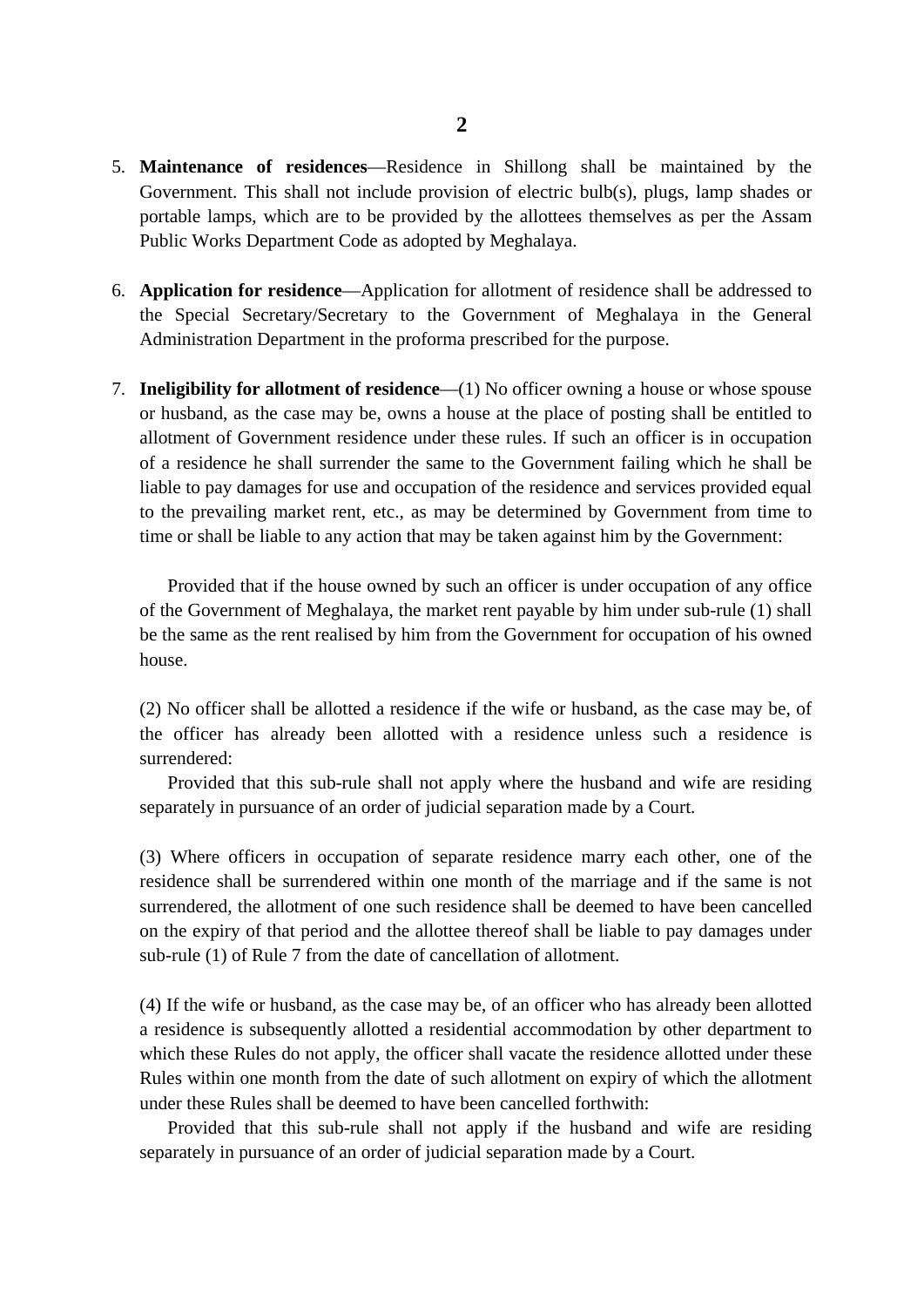5. **Maintenance of residences**—Residence in Shillong shall be maintained by the Government. This shall not include provision of electric bulb(s), plugs, lamp shades or portable lamps, which are to be provided by the allottees themselves as per the Assam Public Works Department Code as adopted by Meghalaya.

6. **Application for residence**—Application for allotment of residence shall be addressed to the Special Secretary/Secretary to the Government of Meghalaya in the General Administration Department in the proforma prescribed for the purpose.

7. **Ineligibility for allotment of residence**—(1) No officer owning a house or whose spouse or husband, as the case may be, owns a house at the place of posting shall be entitled to allotment of Government residence under these rules. If such an officer is in occupation of a residence he shall surrender the same to the Government failing which he shall be liable to pay damages for use and occupation of the residence and services provided equal to the prevailing market rent, etc., as may be determined by Government from time to time or shall be liable to any action that may be taken against him by the Government:

   Provided that if the house owned by such an officer is under occupation of any office of the Government of Meghalaya, the market rent payable by him under sub-rule (1) shall be the same as the rent realised by him from the Government for occupation of his owned house.

   (2) No officer shall be allotted a residence if the wife or husband, as the case may be, of the officer has already been allotted with a residence unless such a residence is surrendered:

   Provided that this sub-rule shall not apply where the husband and wife are residing separately in pursuance of an order of judicial separation made by a Court.

   (3) Where officers in occupation of separate residence marry each other, one of the residence shall be surrendered within one month of the marriage and if the same is not surrendered, the allotment of one such residence shall be deemed to have been cancelled on the expiry of that period and the allottee thereof shall be liable to pay damages under sub-rule (1) of Rule 7 from the date of cancellation of allotment.

   (4) If the wife or husband, as the case may be, of an officer who has already been allotted a residence is subsequently allotted a residential accommodation by other department to which these Rules do not apply, the officer shall vacate the residence allotted under these Rules within one month from the date of such allotment on expiry of which the allotment under these Rules shall be deemed to have been cancelled forthwith:

   Provided that this sub-rule shall not apply if the husband and wife are residing separately in pursuance of an order of judicial separation made by a Court.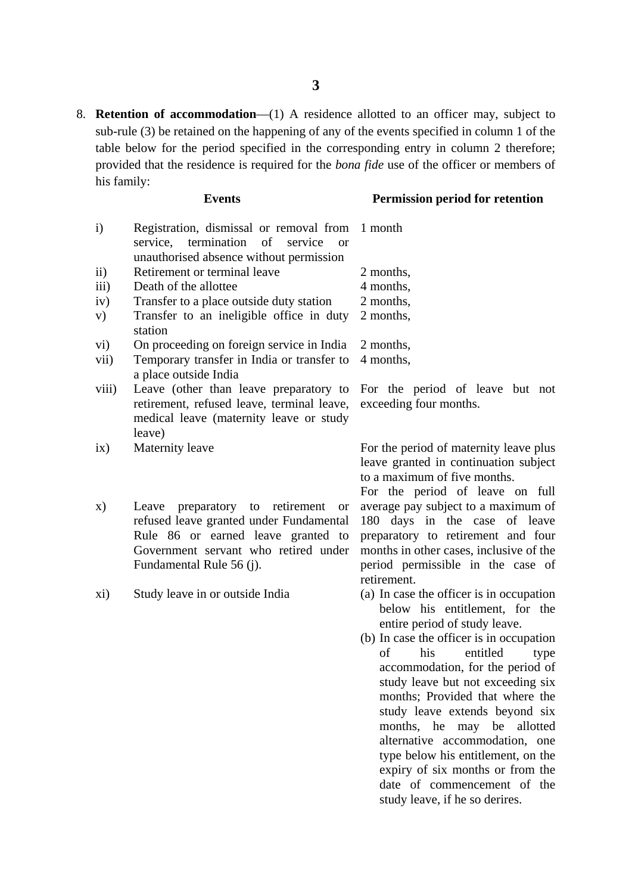8. **Retention of accommodation**—(1) A residence allotted to an officer may, subject to sub-rule (3) be retained on the happening of any of the events specified in column 1 of the table below for the period specified in the corresponding entry in column 2 therefore; provided that the residence is required for the *bona fide* use of the officer or members of his family:

| | Events | Permission period for retention |
|---|---|---|
| i) | Registration, dismissal or removal from service, termination of service or unauthorised absence without permission | 1 month |
| ii) | Retirement or terminal leave | 2 months, |
| iii) | Death of the allottee | 4 months, |
| iv) | Transfer to a place outside duty station | 2 months, |
| v) | Transfer to an ineligible office in duty station | 2 months, |
| vi) | On proceeding on foreign service in India | 2 months, |
| vii) | Temporary transfer in India or transfer to a place outside India | 4 months, |
| viii) | Leave (other than leave preparatory to retirement, refused leave, terminal leave, medical leave (maternity leave or study leave) | For the period of leave but not exceeding four months. |
| ix) | Maternity leave | For the period of maternity leave plus leave granted in continuation subject to a maximum of five months. |
| x) | Leave preparatory to retirement or refused leave granted under Fundamental Rule 86 or earned leave granted to Government servant who retired under Fundamental Rule 56 (j). | For the period of leave on full average pay subject to a maximum of 180 days in the case of leave preparatory to retirement and four months in other cases, inclusive of the period permissible in the case of retirement. |
| xi) | Study leave in or outside India | (a) In case the officer is in occupation below his entitlement, for the entire period of study leave.<br>(b) In case the officer is in occupation of his entitled type accommodation, for the period of study leave but not exceeding six months; Provided that where the study leave extends beyond six months, he may be allotted alternative accommodation, one type below his entitlement, on the expiry of six months or from the date of commencement of the study leave, if he so derires. |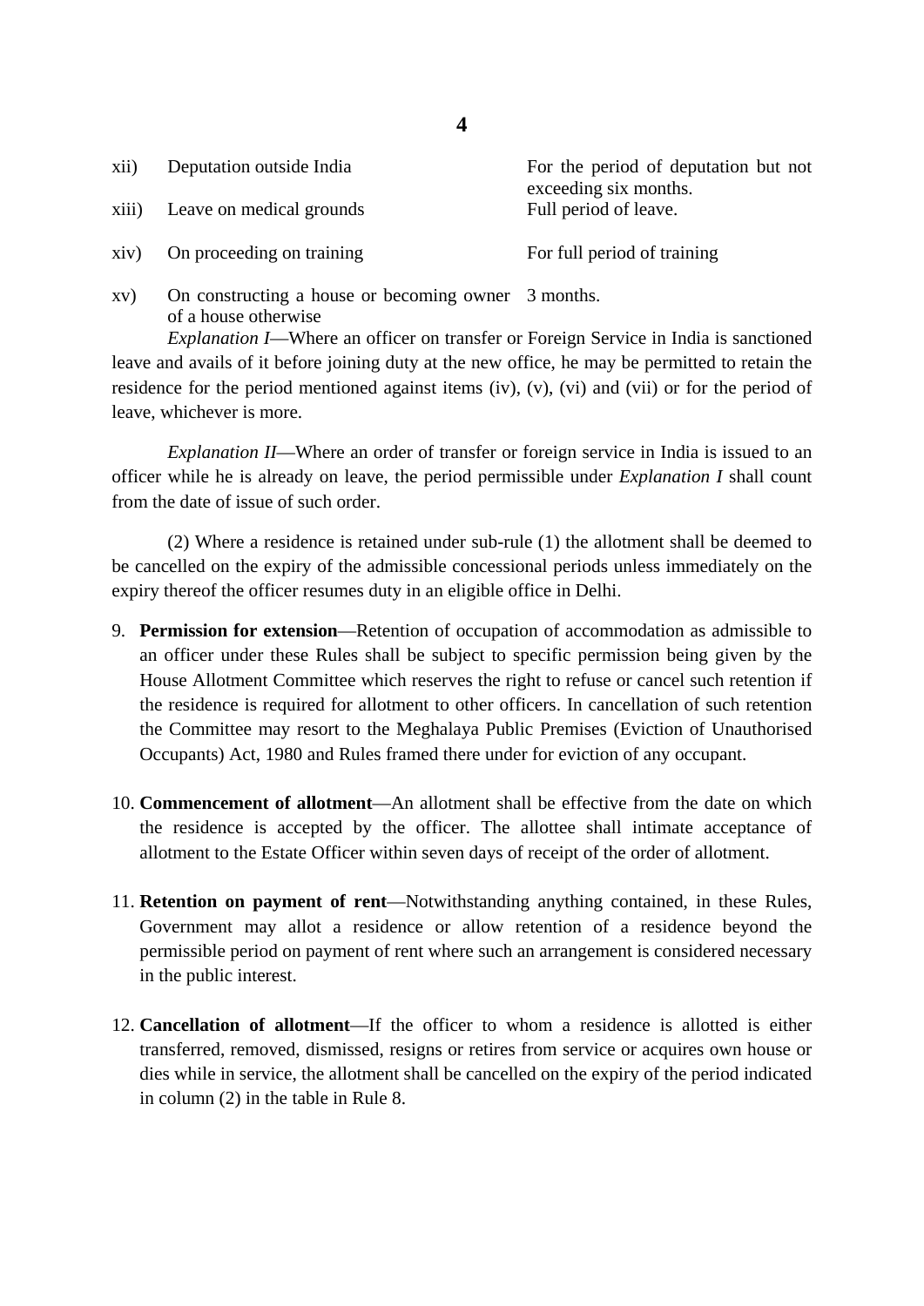| | | |
|---|---|---|
| xii) | Deputation outside India | For the period of deputation but not exceeding six months. |
| xiii) | Leave on medical grounds | Full period of leave. |
| xiv) | On proceeding on training | For full period of training |
| xv) | On constructing a house or becoming owner of a house otherwise | 3 months. |

*Explanation I*—Where an officer on transfer or Foreign Service in India is sanctioned leave and avails of it before joining duty at the new office, he may be permitted to retain the residence for the period mentioned against items (iv), (v), (vi) and (vii) or for the period of leave, whichever is more.

*Explanation II*—Where an order of transfer or foreign service in India is issued to an officer while he is already on leave, the period permissible under *Explanation I* shall count from the date of issue of such order.

(2) Where a residence is retained under sub-rule (1) the allotment shall be deemed to be cancelled on the expiry of the admissible concessional periods unless immediately on the expiry thereof the officer resumes duty in an eligible office in Delhi.

9. **Permission for extension**—Retention of occupation of accommodation as admissible to an officer under these Rules shall be subject to specific permission being given by the House Allotment Committee which reserves the right to refuse or cancel such retention if the residence is required for allotment to other officers. In cancellation of such retention the Committee may resort to the Meghalaya Public Premises (Eviction of Unauthorised Occupants) Act, 1980 and Rules framed there under for eviction of any occupant.

10. **Commencement of allotment**—An allotment shall be effective from the date on which the residence is accepted by the officer. The allottee shall intimate acceptance of allotment to the Estate Officer within seven days of receipt of the order of allotment.

11. **Retention on payment of rent**—Notwithstanding anything contained, in these Rules, Government may allot a residence or allow retention of a residence beyond the permissible period on payment of rent where such an arrangement is considered necessary in the public interest.

12. **Cancellation of allotment**—If the officer to whom a residence is allotted is either transferred, removed, dismissed, resigns or retires from service or acquires own house or dies while in service, the allotment shall be cancelled on the expiry of the period indicated in column (2) in the table in Rule 8.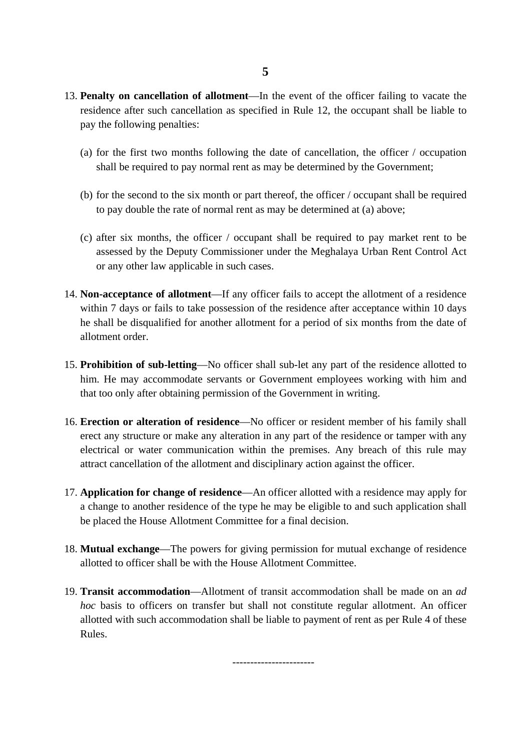13. **Penalty on cancellation of allotment**—In the event of the officer failing to vacate the residence after such cancellation as specified in Rule 12, the occupant shall be liable to pay the following penalties:

    (a) for the first two months following the date of cancellation, the officer / occupation shall be required to pay normal rent as may be determined by the Government;

    (b) for the second to the six month or part thereof, the officer / occupant shall be required to pay double the rate of normal rent as may be determined at (a) above;

    (c) after six months, the officer / occupant shall be required to pay market rent to be assessed by the Deputy Commissioner under the Meghalaya Urban Rent Control Act or any other law applicable in such cases.

14. **Non-acceptance of allotment**—If any officer fails to accept the allotment of a residence within 7 days or fails to take possession of the residence after acceptance within 10 days he shall be disqualified for another allotment for a period of six months from the date of allotment order.

15. **Prohibition of sub-letting**—No officer shall sub-let any part of the residence allotted to him. He may accommodate servants or Government employees working with him and that too only after obtaining permission of the Government in writing.

16. **Erection or alteration of residence**—No officer or resident member of his family shall erect any structure or make any alteration in any part of the residence or tamper with any electrical or water communication within the premises. Any breach of this rule may attract cancellation of the allotment and disciplinary action against the officer.

17. **Application for change of residence**—An officer allotted with a residence may apply for a change to another residence of the type he may be eligible to and such application shall be placed the House Allotment Committee for a final decision.

18. **Mutual exchange**—The powers for giving permission for mutual exchange of residence allotted to officer shall be with the House Allotment Committee.

19. **Transit accommodation**—Allotment of transit accommodation shall be made on an *ad hoc* basis to officers on transfer but shall not constitute regular allotment. An officer allotted with such accommodation shall be liable to payment of rent as per Rule 4 of these Rules.

-----------------------